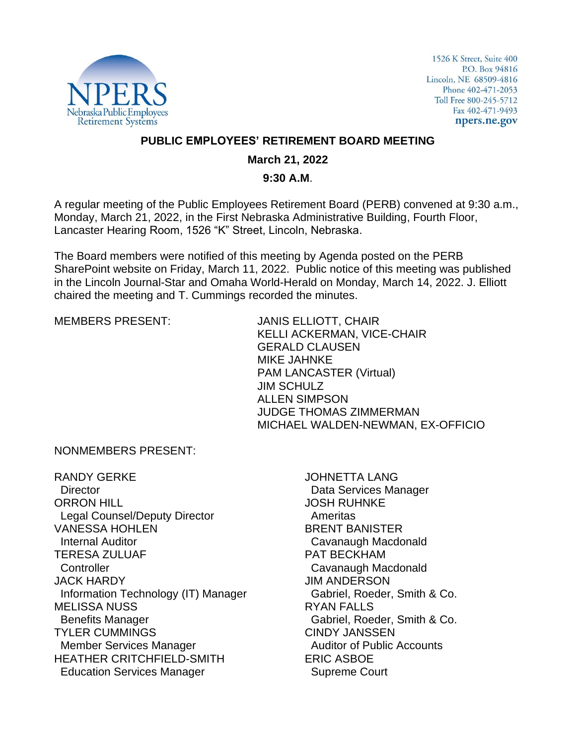1526 K Street, Suite 400
P.O. Box 94816
Lincoln, NE 68509-4816
Phone 402-471-2053
Toll Free 800-245-5712
Fax 402-471-9493
npers.ne.gov

# PUBLIC EMPLOYEES' RETIREMENT BOARD MEETING

**March 21, 2022**

**9:30 A.M.**

A regular meeting of the Public Employees Retirement Board (PERB) convened at 9:30 a.m., Monday, March 21, 2022, in the First Nebraska Administrative Building, Fourth Floor, Lancaster Hearing Room, 1526 "K" Street, Lincoln, Nebraska.

The Board members were notified of this meeting by Agenda posted on the PERB SharePoint website on Friday, March 11, 2022. Public notice of this meeting was published in the Lincoln Journal-Star and Omaha World-Herald on Monday, March 14, 2022. J. Elliott chaired the meeting and T. Cummings recorded the minutes.

MEMBERS PRESENT:

- JANIS ELLIOTT, CHAIR
- KELLI ACKERMAN, VICE-CHAIR
- GERALD CLAUSEN
- MIKE JAHNKE
- PAM LANCASTER (Virtual)
- JIM SCHULZ
- ALLEN SIMPSON
- JUDGE THOMAS ZIMMERMAN
- MICHAEL WALDEN-NEWMAN, EX-OFFICIO

NONMEMBERS PRESENT:

RANDY GERKE
 Director
ORRON HILL
 Legal Counsel/Deputy Director
VANESSA HOHLEN
 Internal Auditor
TERESA ZULUAF
 Controller
JACK HARDY
 Information Technology (IT) Manager
MELISSA NUSS
 Benefits Manager
TYLER CUMMINGS
 Member Services Manager
HEATHER CRITCHFIELD-SMITH
 Education Services Manager
JOHNETTA LANG
 Data Services Manager
JOSH RUHNKE
 Ameritas
BRENT BANISTER
 Cavanaugh Macdonald
PAT BECKHAM
 Cavanaugh Macdonald
JIM ANDERSON
 Gabriel, Roeder, Smith & Co.
RYAN FALLS
 Gabriel, Roeder, Smith & Co.
CINDY JANSSEN
 Auditor of Public Accounts
ERIC ASBOE
 Supreme Court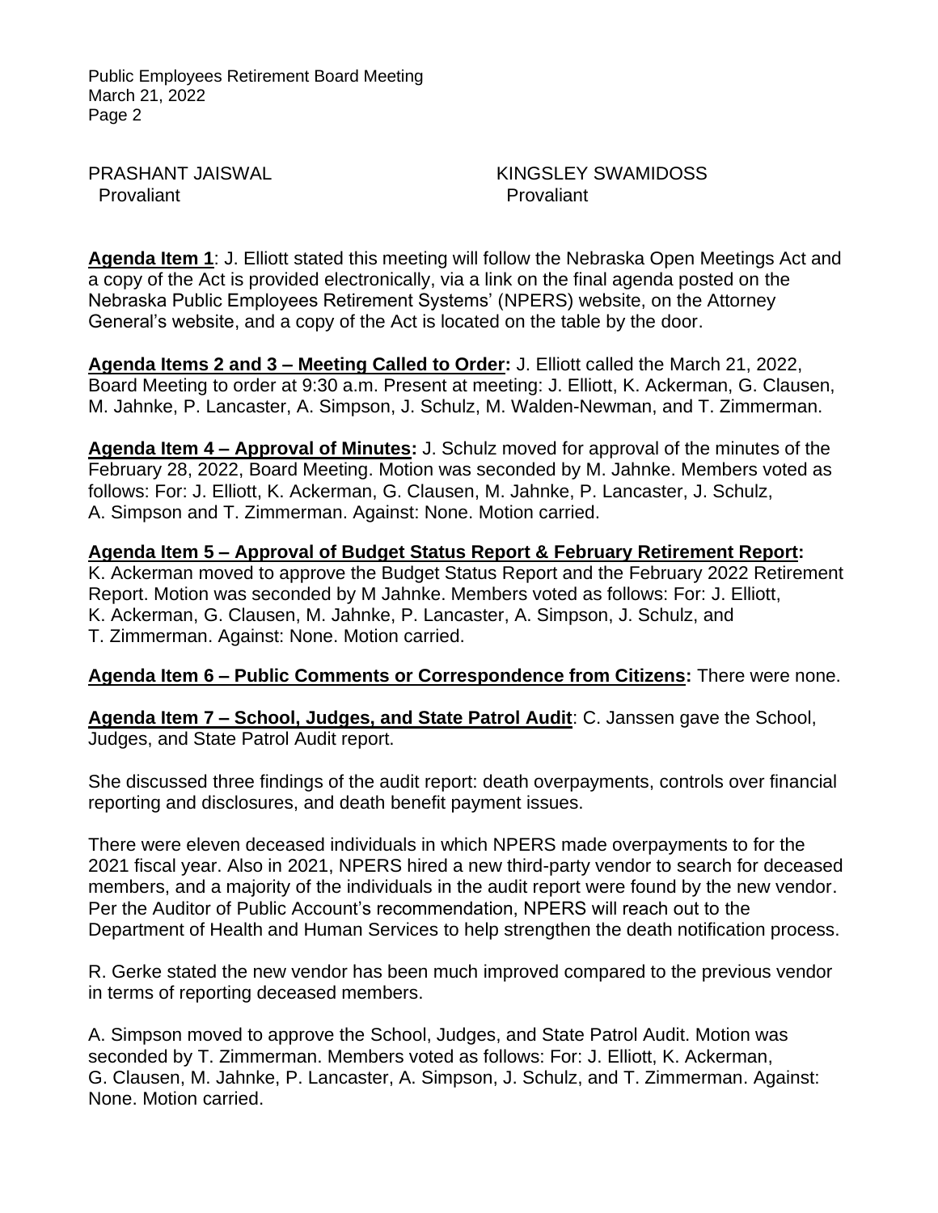PRASHANT JAISWAL
Provaliant

KINGSLEY SWAMIDOSS
Provaliant

**Agenda Item 1**: J. Elliott stated this meeting will follow the Nebraska Open Meetings Act and a copy of the Act is provided electronically, via a link on the final agenda posted on the Nebraska Public Employees Retirement Systems' (NPERS) website, on the Attorney General's website, and a copy of the Act is located on the table by the door.

**Agenda Items 2 and 3 – Meeting Called to Order:** J. Elliott called the March 21, 2022, Board Meeting to order at 9:30 a.m. Present at meeting: J. Elliott, K. Ackerman, G. Clausen, M. Jahnke, P. Lancaster, A. Simpson, J. Schulz, M. Walden-Newman, and T. Zimmerman.

**Agenda Item 4 – Approval of Minutes:** J. Schulz moved for approval of the minutes of the February 28, 2022, Board Meeting. Motion was seconded by M. Jahnke. Members voted as follows: For: J. Elliott, K. Ackerman, G. Clausen, M. Jahnke, P. Lancaster, J. Schulz, A. Simpson and T. Zimmerman. Against: None. Motion carried.

**Agenda Item 5 – Approval of Budget Status Report & February Retirement Report:** K. Ackerman moved to approve the Budget Status Report and the February 2022 Retirement Report. Motion was seconded by M Jahnke. Members voted as follows: For: J. Elliott, K. Ackerman, G. Clausen, M. Jahnke, P. Lancaster, A. Simpson, J. Schulz, and T. Zimmerman. Against: None. Motion carried.

**Agenda Item 6 – Public Comments or Correspondence from Citizens:** There were none.

**Agenda Item 7 – School, Judges, and State Patrol Audit**: C. Janssen gave the School, Judges, and State Patrol Audit report.

She discussed three findings of the audit report: death overpayments, controls over financial reporting and disclosures, and death benefit payment issues.

There were eleven deceased individuals in which NPERS made overpayments to for the 2021 fiscal year. Also in 2021, NPERS hired a new third-party vendor to search for deceased members, and a majority of the individuals in the audit report were found by the new vendor. Per the Auditor of Public Account's recommendation, NPERS will reach out to the Department of Health and Human Services to help strengthen the death notification process.

R. Gerke stated the new vendor has been much improved compared to the previous vendor in terms of reporting deceased members.

A. Simpson moved to approve the School, Judges, and State Patrol Audit. Motion was seconded by T. Zimmerman. Members voted as follows: For: J. Elliott, K. Ackerman, G. Clausen, M. Jahnke, P. Lancaster, A. Simpson, J. Schulz, and T. Zimmerman. Against: None. Motion carried.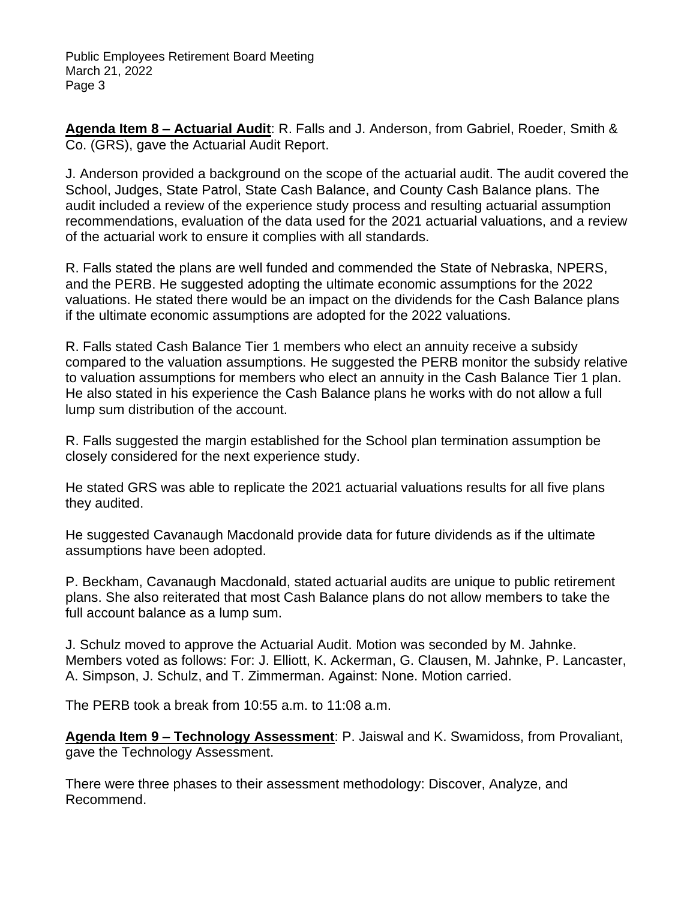**Agenda Item 8 – Actuarial Audit**: R. Falls and J. Anderson, from Gabriel, Roeder, Smith & Co. (GRS), gave the Actuarial Audit Report.

J. Anderson provided a background on the scope of the actuarial audit. The audit covered the School, Judges, State Patrol, State Cash Balance, and County Cash Balance plans. The audit included a review of the experience study process and resulting actuarial assumption recommendations, evaluation of the data used for the 2021 actuarial valuations, and a review of the actuarial work to ensure it complies with all standards.

R. Falls stated the plans are well funded and commended the State of Nebraska, NPERS, and the PERB. He suggested adopting the ultimate economic assumptions for the 2022 valuations. He stated there would be an impact on the dividends for the Cash Balance plans if the ultimate economic assumptions are adopted for the 2022 valuations.

R. Falls stated Cash Balance Tier 1 members who elect an annuity receive a subsidy compared to the valuation assumptions. He suggested the PERB monitor the subsidy relative to valuation assumptions for members who elect an annuity in the Cash Balance Tier 1 plan. He also stated in his experience the Cash Balance plans he works with do not allow a full lump sum distribution of the account.

R. Falls suggested the margin established for the School plan termination assumption be closely considered for the next experience study.

He stated GRS was able to replicate the 2021 actuarial valuations results for all five plans they audited.

He suggested Cavanaugh Macdonald provide data for future dividends as if the ultimate assumptions have been adopted.

P. Beckham, Cavanaugh Macdonald, stated actuarial audits are unique to public retirement plans. She also reiterated that most Cash Balance plans do not allow members to take the full account balance as a lump sum.

J. Schulz moved to approve the Actuarial Audit. Motion was seconded by M. Jahnke. Members voted as follows: For: J. Elliott, K. Ackerman, G. Clausen, M. Jahnke, P. Lancaster, A. Simpson, J. Schulz, and T. Zimmerman. Against: None. Motion carried.

The PERB took a break from 10:55 a.m. to 11:08 a.m.

**Agenda Item 9 – Technology Assessment**: P. Jaiswal and K. Swamidoss, from Provaliant, gave the Technology Assessment.

There were three phases to their assessment methodology: Discover, Analyze, and Recommend.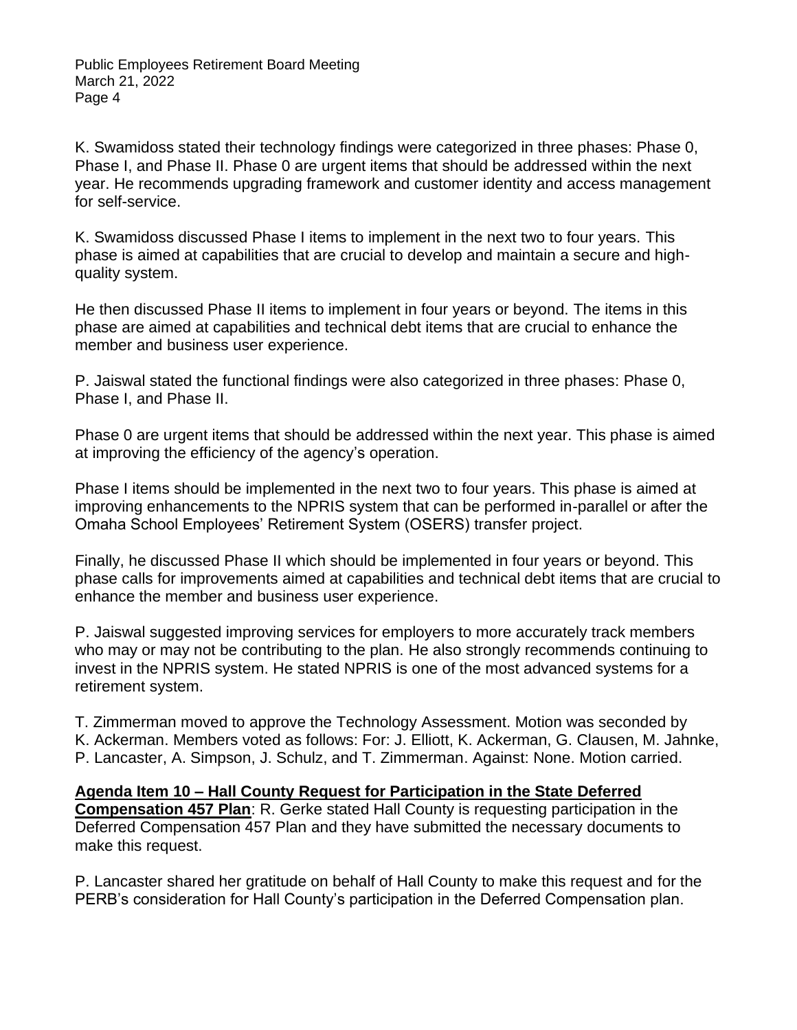K. Swamidoss stated their technology findings were categorized in three phases: Phase 0, Phase I, and Phase II. Phase 0 are urgent items that should be addressed within the next year. He recommends upgrading framework and customer identity and access management for self-service.

K. Swamidoss discussed Phase I items to implement in the next two to four years. This phase is aimed at capabilities that are crucial to develop and maintain a secure and high-quality system.

He then discussed Phase II items to implement in four years or beyond. The items in this phase are aimed at capabilities and technical debt items that are crucial to enhance the member and business user experience.

P. Jaiswal stated the functional findings were also categorized in three phases: Phase 0, Phase I, and Phase II.

Phase 0 are urgent items that should be addressed within the next year. This phase is aimed at improving the efficiency of the agency's operation.

Phase I items should be implemented in the next two to four years. This phase is aimed at improving enhancements to the NPRIS system that can be performed in-parallel or after the Omaha School Employees' Retirement System (OSERS) transfer project.

Finally, he discussed Phase II which should be implemented in four years or beyond. This phase calls for improvements aimed at capabilities and technical debt items that are crucial to enhance the member and business user experience.

P. Jaiswal suggested improving services for employers to more accurately track members who may or may not be contributing to the plan. He also strongly recommends continuing to invest in the NPRIS system. He stated NPRIS is one of the most advanced systems for a retirement system.

T. Zimmerman moved to approve the Technology Assessment. Motion was seconded by K. Ackerman. Members voted as follows: For: J. Elliott, K. Ackerman, G. Clausen, M. Jahnke, P. Lancaster, A. Simpson, J. Schulz, and T. Zimmerman. Against: None. Motion carried.

**Agenda Item 10 – Hall County Request for Participation in the State Deferred Compensation 457 Plan**: R. Gerke stated Hall County is requesting participation in the Deferred Compensation 457 Plan and they have submitted the necessary documents to make this request.

P. Lancaster shared her gratitude on behalf of Hall County to make this request and for the PERB's consideration for Hall County's participation in the Deferred Compensation plan.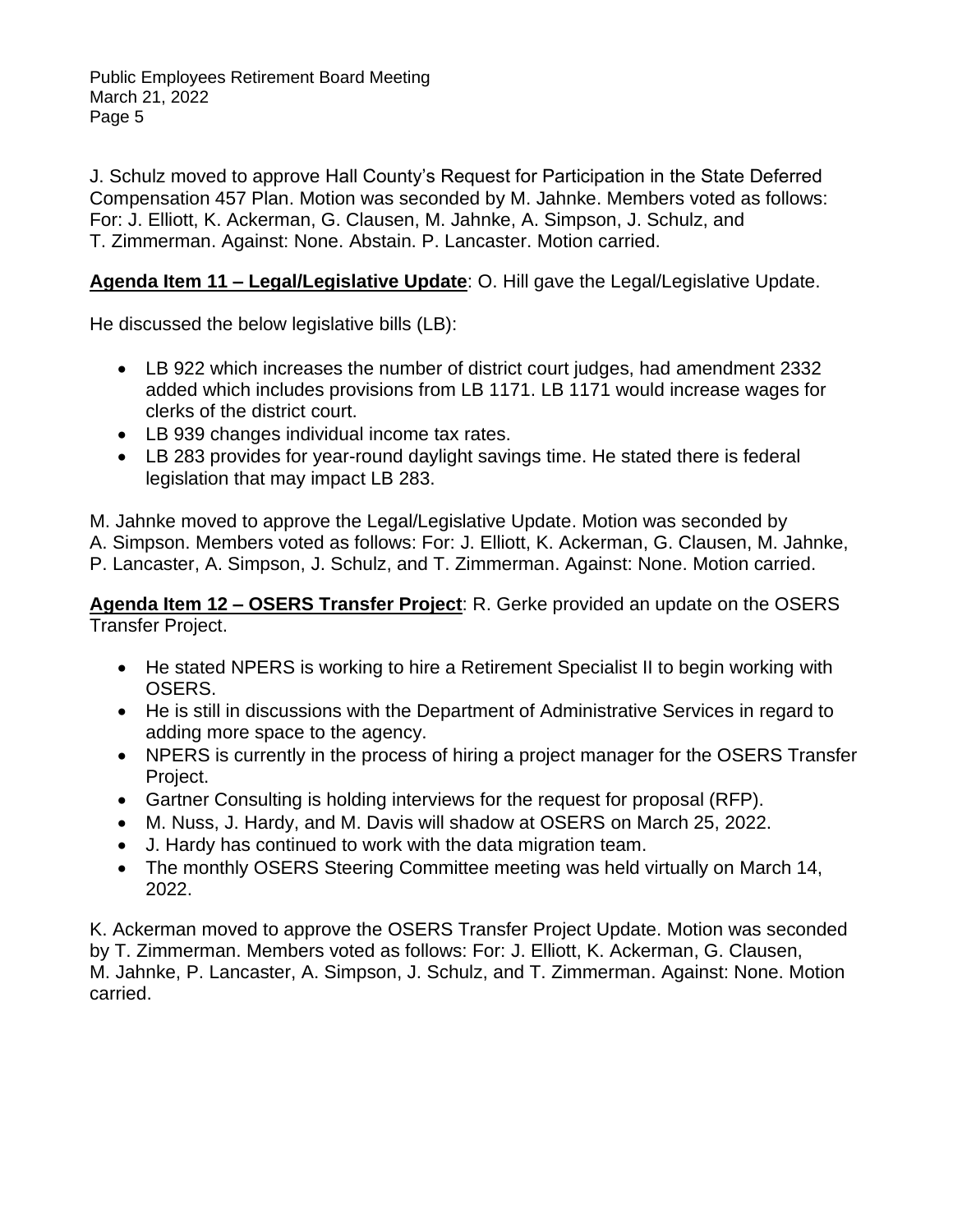J. Schulz moved to approve Hall County's Request for Participation in the State Deferred Compensation 457 Plan. Motion was seconded by M. Jahnke. Members voted as follows: For: J. Elliott, K. Ackerman, G. Clausen, M. Jahnke, A. Simpson, J. Schulz, and T. Zimmerman. Against: None. Abstain. P. Lancaster. Motion carried.

**<u>Agenda Item 11 – Legal/Legislative Update</u>**: O. Hill gave the Legal/Legislative Update.

He discussed the below legislative bills (LB):

- LB 922 which increases the number of district court judges, had amendment 2332 added which includes provisions from LB 1171. LB 1171 would increase wages for clerks of the district court.
- LB 939 changes individual income tax rates.
- LB 283 provides for year-round daylight savings time. He stated there is federal legislation that may impact LB 283.

M. Jahnke moved to approve the Legal/Legislative Update. Motion was seconded by A. Simpson. Members voted as follows: For: J. Elliott, K. Ackerman, G. Clausen, M. Jahnke, P. Lancaster, A. Simpson, J. Schulz, and T. Zimmerman. Against: None. Motion carried.

**<u>Agenda Item 12 – OSERS Transfer Project</u>**: R. Gerke provided an update on the OSERS Transfer Project.

- He stated NPERS is working to hire a Retirement Specialist II to begin working with OSERS.
- He is still in discussions with the Department of Administrative Services in regard to adding more space to the agency.
- NPERS is currently in the process of hiring a project manager for the OSERS Transfer Project.
- Gartner Consulting is holding interviews for the request for proposal (RFP).
- M. Nuss, J. Hardy, and M. Davis will shadow at OSERS on March 25, 2022.
- J. Hardy has continued to work with the data migration team.
- The monthly OSERS Steering Committee meeting was held virtually on March 14, 2022.

K. Ackerman moved to approve the OSERS Transfer Project Update. Motion was seconded by T. Zimmerman. Members voted as follows: For: J. Elliott, K. Ackerman, G. Clausen, M. Jahnke, P. Lancaster, A. Simpson, J. Schulz, and T. Zimmerman. Against: None. Motion carried.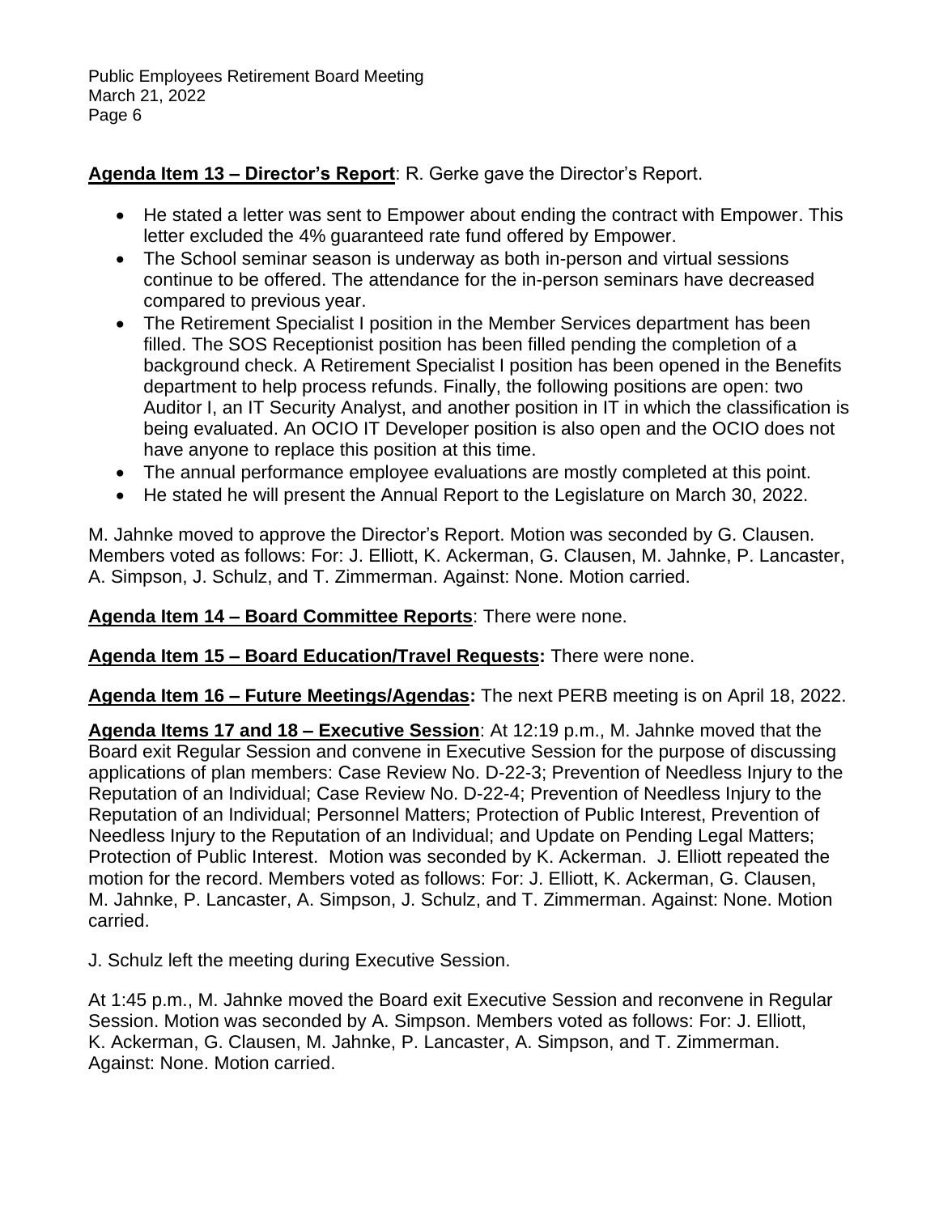**Agenda Item 13 – Director's Report**: R. Gerke gave the Director's Report.

- He stated a letter was sent to Empower about ending the contract with Empower. This letter excluded the 4% guaranteed rate fund offered by Empower.
- The School seminar season is underway as both in-person and virtual sessions continue to be offered. The attendance for the in-person seminars have decreased compared to previous year.
- The Retirement Specialist I position in the Member Services department has been filled. The SOS Receptionist position has been filled pending the completion of a background check. A Retirement Specialist I position has been opened in the Benefits department to help process refunds. Finally, the following positions are open: two Auditor I, an IT Security Analyst, and another position in IT in which the classification is being evaluated. An OCIO IT Developer position is also open and the OCIO does not have anyone to replace this position at this time.
- The annual performance employee evaluations are mostly completed at this point.
- He stated he will present the Annual Report to the Legislature on March 30, 2022.

M. Jahnke moved to approve the Director's Report. Motion was seconded by G. Clausen. Members voted as follows: For: J. Elliott, K. Ackerman, G. Clausen, M. Jahnke, P. Lancaster, A. Simpson, J. Schulz, and T. Zimmerman. Against: None. Motion carried.

**Agenda Item 14 – Board Committee Reports**: There were none.

**Agenda Item 15 – Board Education/Travel Requests:** There were none.

**Agenda Item 16 – Future Meetings/Agendas:** The next PERB meeting is on April 18, 2022.

**Agenda Items 17 and 18 – Executive Session**: At 12:19 p.m., M. Jahnke moved that the Board exit Regular Session and convene in Executive Session for the purpose of discussing applications of plan members: Case Review No. D-22-3; Prevention of Needless Injury to the Reputation of an Individual; Case Review No. D-22-4; Prevention of Needless Injury to the Reputation of an Individual; Personnel Matters; Protection of Public Interest, Prevention of Needless Injury to the Reputation of an Individual; and Update on Pending Legal Matters; Protection of Public Interest. Motion was seconded by K. Ackerman. J. Elliott repeated the motion for the record. Members voted as follows: For: J. Elliott, K. Ackerman, G. Clausen, M. Jahnke, P. Lancaster, A. Simpson, J. Schulz, and T. Zimmerman. Against: None. Motion carried.

J. Schulz left the meeting during Executive Session.

At 1:45 p.m., M. Jahnke moved the Board exit Executive Session and reconvene in Regular Session. Motion was seconded by A. Simpson. Members voted as follows: For: J. Elliott, K. Ackerman, G. Clausen, M. Jahnke, P. Lancaster, A. Simpson, and T. Zimmerman. Against: None. Motion carried.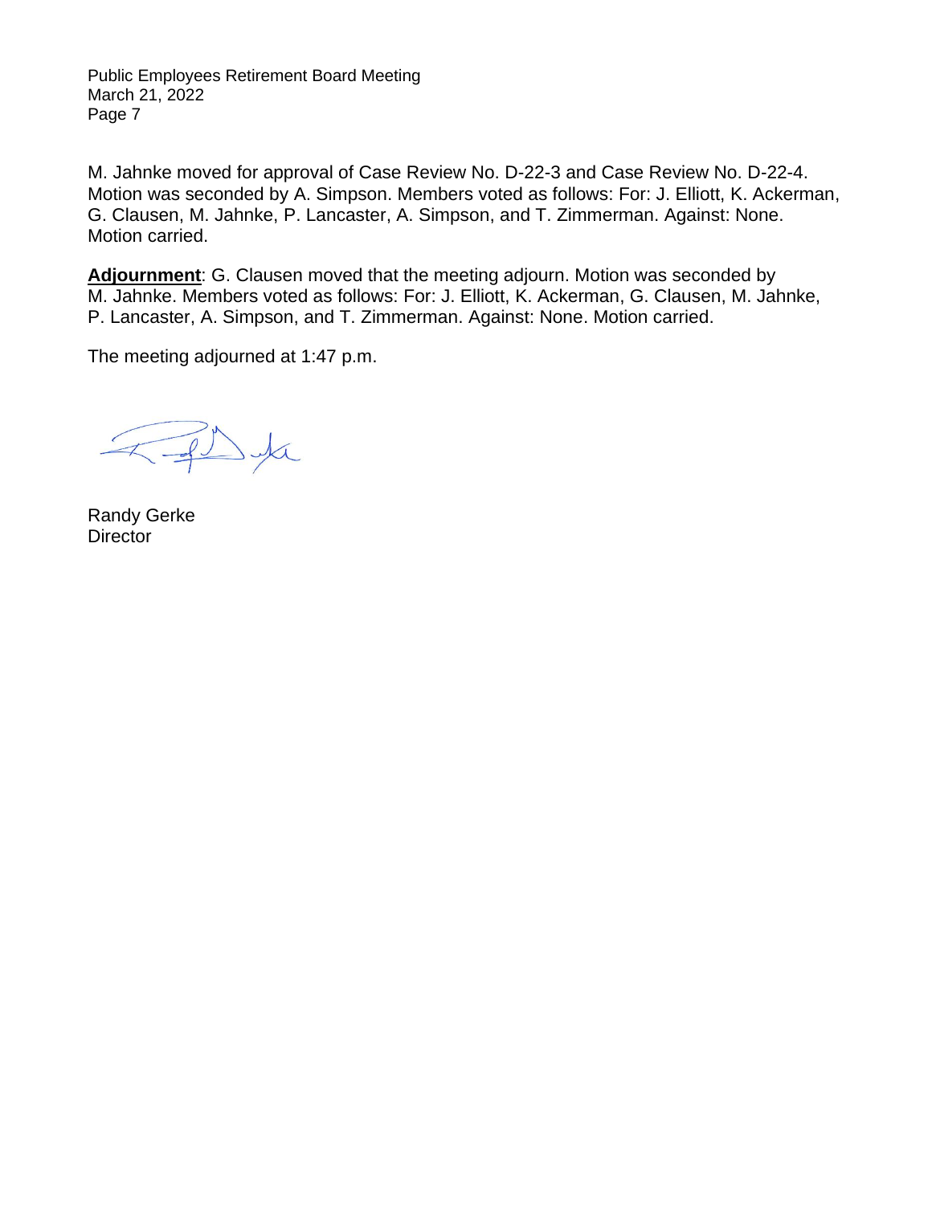M. Jahnke moved for approval of Case Review No. D-22-3 and Case Review No. D-22-4. Motion was seconded by A. Simpson. Members voted as follows: For: J. Elliott, K. Ackerman, G. Clausen, M. Jahnke, P. Lancaster, A. Simpson, and T. Zimmerman. Against: None. Motion carried.

**Adjournment**: G. Clausen moved that the meeting adjourn. Motion was seconded by M. Jahnke. Members voted as follows: For: J. Elliott, K. Ackerman, G. Clausen, M. Jahnke, P. Lancaster, A. Simpson, and T. Zimmerman. Against: None. Motion carried.

The meeting adjourned at 1:47 p.m.

Randy Gerke
Director